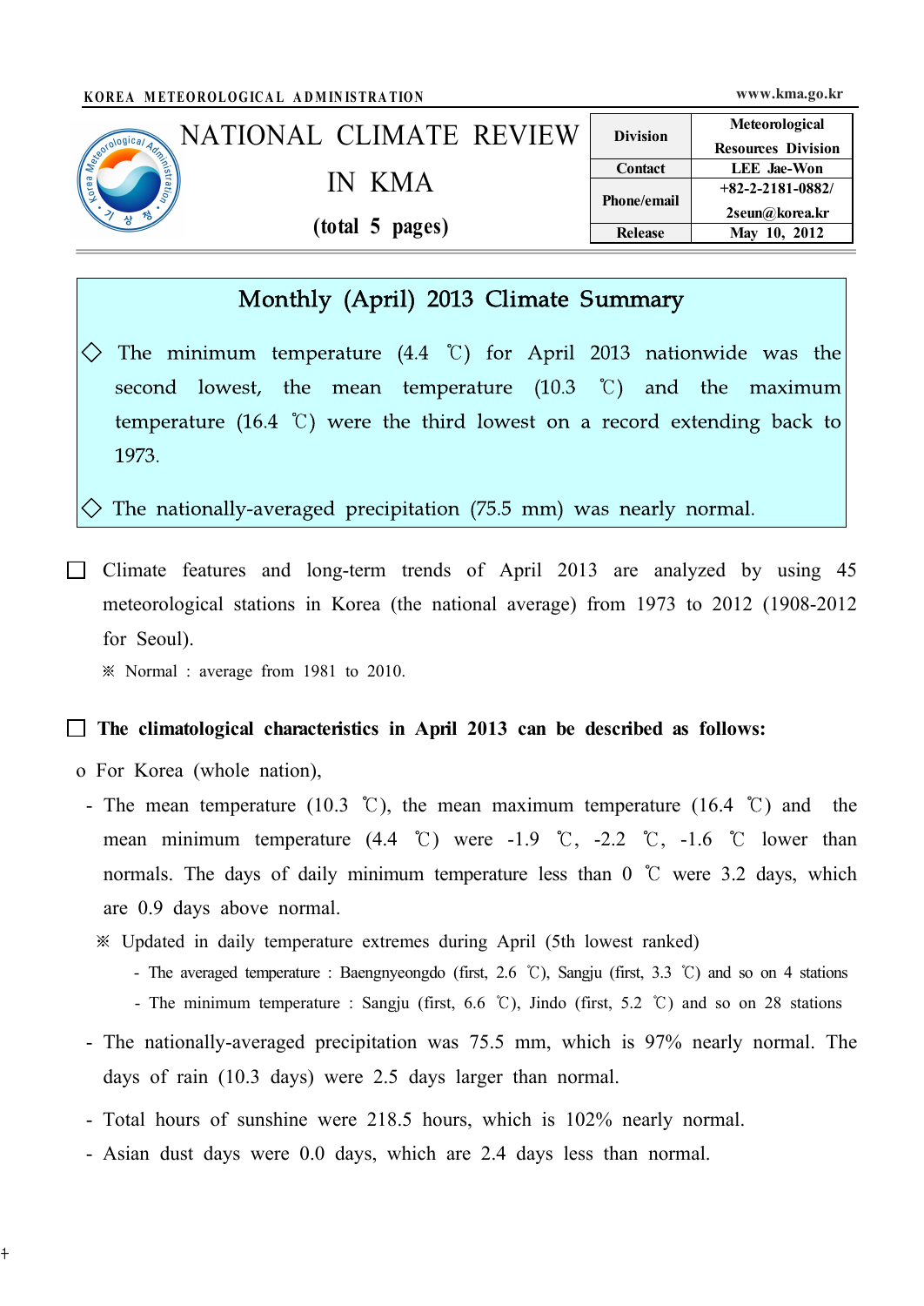KOREA METEOROLOGICAL ADMINISTRATION www.kma.go.kr

# NATIONAL CLIMATE REVIEW IN KMA

**(total 5 pages)**

| Division | Meteorological Resources Division |
|---|---|
| Contact | LEE Jae-Won |
| Phone/email | +82-2-2181-0882/ 2seun@korea.kr |
| Release | May 10, 2012 |

## Monthly (April) 2013 Climate Summary

◇ The minimum temperature (4.4 ℃) for April 2013 nationwide was the second lowest, the mean temperature (10.3 ℃) and the maximum temperature (16.4 ℃) were the third lowest on a record extending back to 1973.

◇ The nationally-averaged precipitation (75.5 mm) was nearly normal.

☐ Climate features and long-term trends of April 2013 are analyzed by using 45 meteorological stations in Korea (the national average) from 1973 to 2012 (1908-2012 for Seoul).

※ Normal : average from 1981 to 2010.

☐ **The climatological characteristics in April 2013 can be described as follows:**

o For Korea (whole nation),

- The mean temperature (10.3 ℃), the mean maximum temperature (16.4 ℃) and the mean minimum temperature (4.4 ℃) were -1.9 ℃, -2.2 ℃, -1.6 ℃ lower than normals. The days of daily minimum temperature less than 0 ℃ were 3.2 days, which are 0.9 days above normal.

  ※ Updated in daily temperature extremes during April (5th lowest ranked)

  - The averaged temperature : Baengnyeongdo (first, 2.6 ℃), Sangju (first, 3.3 ℃) and so on 4 stations
  - The minimum temperature : Sangju (first, 6.6 ℃), Jindo (first, 5.2 ℃) and so on 28 stations

- The nationally-averaged precipitation was 75.5 mm, which is 97% nearly normal. The days of rain (10.3 days) were 2.5 days larger than normal.

- Total hours of sunshine were 218.5 hours, which is 102% nearly normal.

- Asian dust days were 0.0 days, which are 2.4 days less than normal.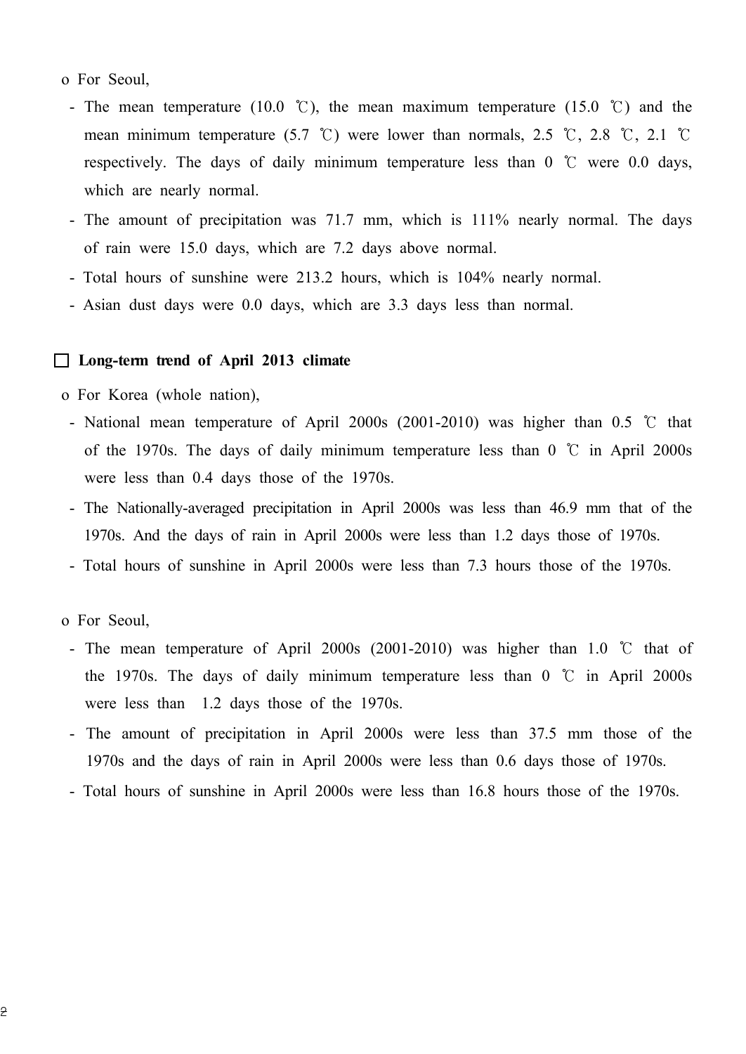o For Seoul,

- The mean temperature (10.0 ℃), the mean maximum temperature (15.0 ℃) and the mean minimum temperature (5.7 ℃) were lower than normals, 2.5 ℃, 2.8 ℃, 2.1 ℃ respectively. The days of daily minimum temperature less than 0 ℃ were 0.0 days, which are nearly normal.
- The amount of precipitation was 71.7 mm, which is 111% nearly normal. The days of rain were 15.0 days, which are 7.2 days above normal.
- Total hours of sunshine were 213.2 hours, which is 104% nearly normal.
- Asian dust days were 0.0 days, which are 3.3 days less than normal.

## ☐ Long-term trend of April 2013 climate

o For Korea (whole nation),

- National mean temperature of April 2000s (2001-2010) was higher than 0.5 ℃ that of the 1970s. The days of daily minimum temperature less than 0 ℃ in April 2000s were less than 0.4 days those of the 1970s.
- The Nationally-averaged precipitation in April 2000s was less than 46.9 mm that of the 1970s. And the days of rain in April 2000s were less than 1.2 days those of 1970s.
- Total hours of sunshine in April 2000s were less than 7.3 hours those of the 1970s.

o For Seoul,

- The mean temperature of April 2000s (2001-2010) was higher than 1.0 ℃ that of the 1970s. The days of daily minimum temperature less than 0 ℃ in April 2000s were less than 1.2 days those of the 1970s.
- The amount of precipitation in April 2000s were less than 37.5 mm those of the 1970s and the days of rain in April 2000s were less than 0.6 days those of 1970s.
- Total hours of sunshine in April 2000s were less than 16.8 hours those of the 1970s.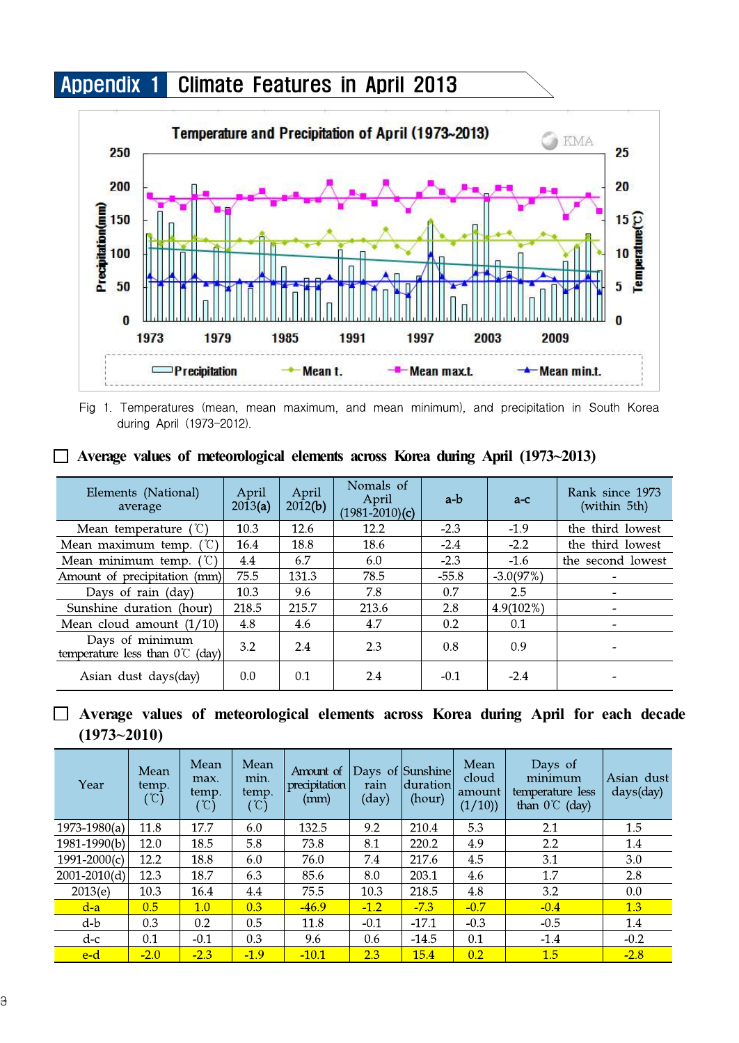# Appendix 1 Climate Features in April 2013

Fig 1. Temperatures (mean, mean maximum, and mean minimum), and precipitation in South Korea during April (1973-2012).

☐ **Average values of meteorological elements across Korea during April (1973~2013)**

| Elements (National) average | April 2013(a) | April 2012(b) | Nomals of April (1981-2010)(c) | a-b | a-c | Rank since 1973 (within 5th) |
|---|---|---|---|---|---|---|
| Mean temperature (℃) | 10.3 | 12.6 | 12.2 | -2.3 | -1.9 | the third lowest |
| Mean maximum temp. (℃) | 16.4 | 18.8 | 18.6 | -2.4 | -2.2 | the third lowest |
| Mean minimum temp. (℃) | 4.4 | 6.7 | 6.0 | -2.3 | -1.6 | the second lowest |
| Amount of precipitation (mm) | 75.5 | 131.3 | 78.5 | -55.8 | -3.0(97%) | - |
| Days of rain (day) | 10.3 | 9.6 | 7.8 | 0.7 | 2.5 | - |
| Sunshine duration (hour) | 218.5 | 215.7 | 213.6 | 2.8 | 4.9(102%) | - |
| Mean cloud amount (1/10) | 4.8 | 4.6 | 4.7 | 0.2 | 0.1 | - |
| Days of minimum temperature less than 0℃ (day) | 3.2 | 2.4 | 2.3 | 0.8 | 0.9 | - |
| Asian dust days(day) | 0.0 | 0.1 | 2.4 | -0.1 | -2.4 | - |

☐ **Average values of meteorological elements across Korea during April for each decade (1973~2010)**

| Year | Mean temp. (℃) | Mean max. temp. (℃) | Mean min. temp. (℃) | Amount of precipitation (mm) | Days of rain (day) | Sunshine duration (hour) | Mean cloud amount (1/10) | Days of minimum temperature less than 0℃ (day) | Asian dust days(day) |
|---|---|---|---|---|---|---|---|---|---|
| 1973-1980(a) | 11.8 | 17.7 | 6.0 | 132.5 | 9.2 | 210.4 | 5.3 | 2.1 | 1.5 |
| 1981-1990(b) | 12.0 | 18.5 | 5.8 | 73.8 | 8.1 | 220.2 | 4.9 | 2.2 | 1.4 |
| 1991-2000(c) | 12.2 | 18.8 | 6.0 | 76.0 | 7.4 | 217.6 | 4.5 | 3.1 | 3.0 |
| 2001-2010(d) | 12.3 | 18.7 | 6.3 | 85.6 | 8.0 | 203.1 | 4.6 | 1.7 | 2.8 |
| 2013(e) | 10.3 | 16.4 | 4.4 | 75.5 | 10.3 | 218.5 | 4.8 | 3.2 | 0.0 |
| d-a | 0.5 | 1.0 | 0.3 | -46.9 | -1.2 | -7.3 | -0.7 | -0.4 | 1.3 |
| d-b | 0.3 | 0.2 | 0.5 | 11.8 | -0.1 | -17.1 | -0.3 | -0.5 | 1.4 |
| d-c | 0.1 | -0.1 | 0.3 | 9.6 | 0.6 | -14.5 | 0.1 | -1.4 | -0.2 |
| e-d | -2.0 | -2.3 | -1.9 | -10.1 | 2.3 | 15.4 | 0.2 | 1.5 | -2.8 |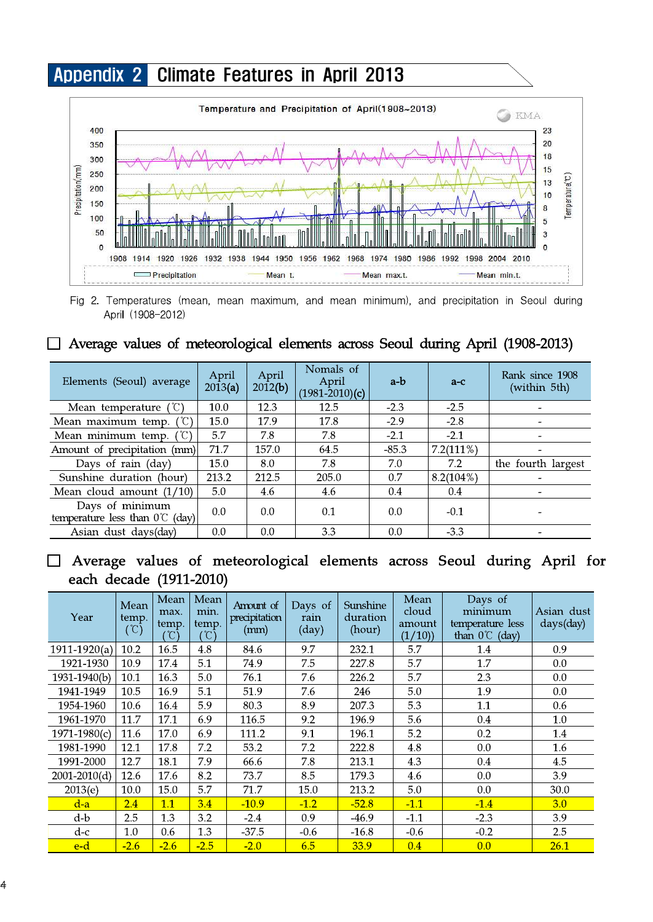# Appendix 2 Climate Features in April 2013

Fig 2. Temperatures (mean, mean maximum, and mean minimum), and precipitation in Seoul during April (1908-2012)

## ☐ Average values of meteorological elements across Seoul during April (1908-2013)

| Elements (Seoul) average | April 2013(a) | April 2012(b) | Nomals of April (1981-2010)(c) | a-b | a-c | Rank since 1908 (within 5th) |
|---|---|---|---|---|---|---|
| Mean temperature (℃) | 10.0 | 12.3 | 12.5 | -2.3 | -2.5 | - |
| Mean maximum temp. (℃) | 15.0 | 17.9 | 17.8 | -2.9 | -2.8 | - |
| Mean minimum temp. (℃) | 5.7 | 7.8 | 7.8 | -2.1 | -2.1 | - |
| Amount of precipitation (mm) | 71.7 | 157.0 | 64.5 | -85.3 | 7.2(111%) | - |
| Days of rain (day) | 15.0 | 8.0 | 7.8 | 7.0 | 7.2 | the fourth largest |
| Sunshine duration (hour) | 213.2 | 212.5 | 205.0 | 0.7 | 8.2(104%) | - |
| Mean cloud amount (1/10) | 5.0 | 4.6 | 4.6 | 0.4 | 0.4 | - |
| Days of minimum temperature less than 0℃ (day) | 0.0 | 0.0 | 0.1 | 0.0 | -0.1 | - |
| Asian dust days(day) | 0.0 | 0.0 | 3.3 | 0.0 | -3.3 | - |

## ☐ Average values of meteorological elements across Seoul during April for each decade (1911-2010)

| Year | Mean temp. (℃) | Mean max. temp. (℃) | Mean min. temp. (℃) | Amount of precipitation (mm) | Days of rain (day) | Sunshine duration (hour) | Mean cloud amount (1/10)) | Days of minimum temperature less than 0℃ (day) | Asian dust days(day) |
|---|---|---|---|---|---|---|---|---|---|
| 1911-1920(a) | 10.2 | 16.5 | 4.8 | 84.6 | 9.7 | 232.1 | 5.7 | 1.4 | 0.9 |
| 1921-1930 | 10.9 | 17.4 | 5.1 | 74.9 | 7.5 | 227.8 | 5.7 | 1.7 | 0.0 |
| 1931-1940(b) | 10.1 | 16.3 | 5.0 | 76.1 | 7.6 | 226.2 | 5.7 | 2.3 | 0.0 |
| 1941-1949 | 10.5 | 16.9 | 5.1 | 51.9 | 7.6 | 246 | 5.0 | 1.9 | 0.0 |
| 1954-1960 | 10.6 | 16.4 | 5.9 | 80.3 | 8.9 | 207.3 | 5.3 | 1.1 | 0.6 |
| 1961-1970 | 11.7 | 17.1 | 6.9 | 116.5 | 9.2 | 196.9 | 5.6 | 0.4 | 1.0 |
| 1971-1980(c) | 11.6 | 17.0 | 6.9 | 111.2 | 9.1 | 196.1 | 5.2 | 0.2 | 1.4 |
| 1981-1990 | 12.1 | 17.8 | 7.2 | 53.2 | 7.2 | 222.8 | 4.8 | 0.0 | 1.6 |
| 1991-2000 | 12.7 | 18.1 | 7.9 | 66.6 | 7.8 | 213.1 | 4.3 | 0.4 | 4.5 |
| 2001-2010(d) | 12.6 | 17.6 | 8.2 | 73.7 | 8.5 | 179.3 | 4.6 | 0.0 | 3.9 |
| 2013(e) | 10.0 | 15.0 | 5.7 | 71.7 | 15.0 | 213.2 | 5.0 | 0.0 | 30.0 |
| d-a | 2.4 | 1.1 | 3.4 | -10.9 | -1.2 | -52.8 | -1.1 | -1.4 | 3.0 |
| d-b | 2.5 | 1.3 | 3.2 | -2.4 | 0.9 | -46.9 | -1.1 | -2.3 | 3.9 |
| d-c | 1.0 | 0.6 | 1.3 | -37.5 | -0.6 | -16.8 | -0.6 | -0.2 | 2.5 |
| e-d | -2.6 | -2.6 | -2.5 | -2.0 | 6.5 | 33.9 | 0.4 | 0.0 | 26.1 |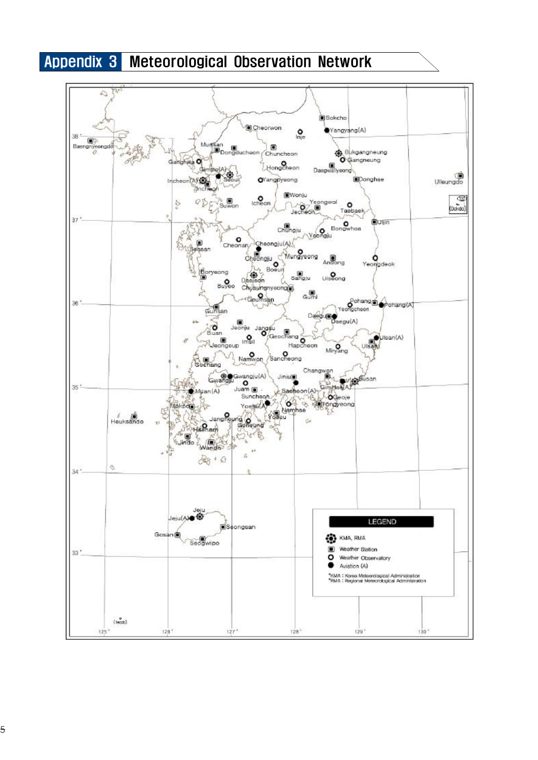# Appendix 3 Meteorological Observation Network

Sokcho
Cheorwon
Inje
Yangyang(A)
38°
Baengnyeongdo
Munsan
Dongducheon
Chuncheon
Bukgangneung
Gangneung
Ganghwa
Gimpo(A)
Hongcheon
Daegwallyeong
Incheon(A)
Seoul
Yangpyeong
Donghae
Ulleungdo
Incheon
Wonju
Suwon
Icheon
Yeongwol
Jecheon
Taebaek
(Dokdo)
37°
Uljin
Chungju
Bonghwa
Yeongju
Seosan
Cheonan
Cheongju(A)
Cheongju
Mungyeong
Andong
Yeongdeok
Boeun
Boryeong
Daejeon
Sangju
Uiseong
Buyeo
Chupungnyeong
Geumsan
Gumi
Pohang
Pohang(A)
36°
Gunsan
Yeongcheon
Daegu
Daegu(A)
Jeonju
Jangsu
Buan
Geochang
Imsil
Jeongeup
Hapcheon
Ulsan(A)
Miryang
Ulsan
Gochang
Namwon
Sancheong
Changwon
Gwangju(A)
Jinju
Busan
Gwangju
35°
Juam
Sacheon(A)
GimHae(A)
Mokpo(A)
Suncheon
Geoje
Yeosu(A)
Tongyeong
Mokpo
Namhae
Heuksando
Jangheung
Yeosu
Goheung
Haenam
Jindo
Wando
34°
Jeju
Jeju(A)
Seongsan
Gosan
Seogwipo
33°
Ieodo
125°
126°
127°
128°
129°
130°

LEGEND

KMA, RMA
Weather Station
Weather Observatory
Aviation (A)

*KMA : Korea Meteorological Administration
*RMA : Regional Meteorological Administration